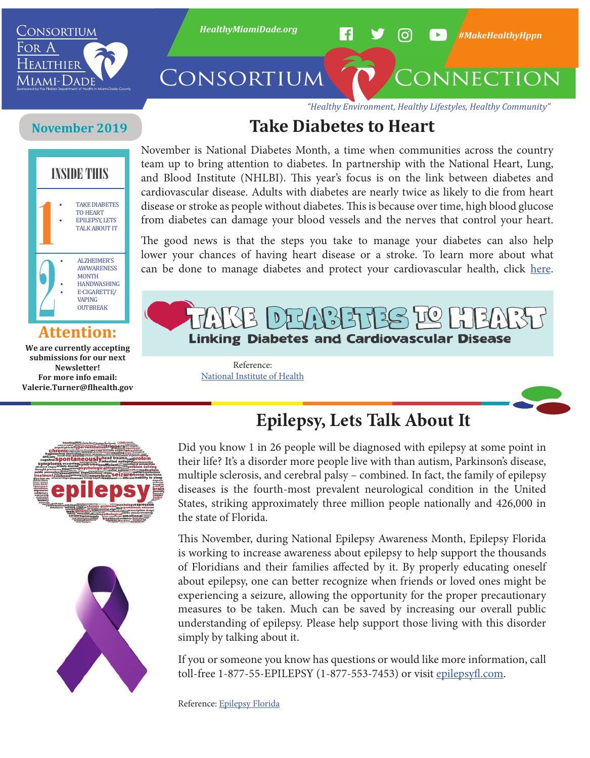# Consortium Connection

Consortium For A Healthier Miami-Dade

Sponsored by the Florida Department of Health in Miami-Dade County

HealthyMiamiDade.org

#MakeHealthyHppn

*"Healthy Environment, Healthy Lifestyles, Healthy Community"*

**November 2019**

## INSIDE THIS

1.
   - TAKE DIABETES TO HEART
   - EPILEPSY, LETS TALK ABOUT IT
2.
   - ALZHEIMER'S AWWARENESS MONTH
   - HANDWASHING
   - E-CIGARETTE/ VAPING OUTBREAK

## Attention:

**We are currently accepting submissions for our next Newsletter! For more info email: Valerie.Turner@flhealth.gov**

## Take Diabetes to Heart

November is National Diabetes Month, a time when communities across the country team up to bring attention to diabetes. In partnership with the National Heart, Lung, and Blood Institute (NHLBI). This year's focus is on the link between diabetes and cardiovascular disease. Adults with diabetes are nearly twice as likely to die from heart disease or stroke as people without diabetes. This is because over time, high blood glucose from diabetes can damage your blood vessels and the nerves that control your heart.

The good news is that the steps you take to manage your diabetes can also help lower your chances of having heart disease or a stroke. To learn more about what can be done to manage diabetes and protect your cardiovascular health, click here.

TAKE DIABETES TO HEART

Linking Diabetes and Cardiovascular Disease

Reference:
National Institute of Health

## Epilepsy, Lets Talk About It

Did you know 1 in 26 people will be diagnosed with epilepsy at some point in their life? It's a disorder more people live with than autism, Parkinson's disease, multiple sclerosis, and cerebral palsy – combined. In fact, the family of epilepsy diseases is the fourth-most prevalent neurological condition in the United States, striking approximately three million people nationally and 426,000 in the state of Florida.

This November, during National Epilepsy Awareness Month, Epilepsy Florida is working to increase awareness about epilepsy to help support the thousands of Floridians and their families affected by it. By properly educating oneself about epilepsy, one can better recognize when friends or loved ones might be experiencing a seizure, allowing the opportunity for the proper precautionary measures to be taken. Much can be saved by increasing our overall public understanding of epilepsy. Please help support those living with this disorder simply by talking about it.

If you or someone you know has questions or would like more information, call toll-free 1-877-55-EPILEPSY (1-877-553-7453) or visit epilepsyfl.com.

Reference: Epilepsy Florida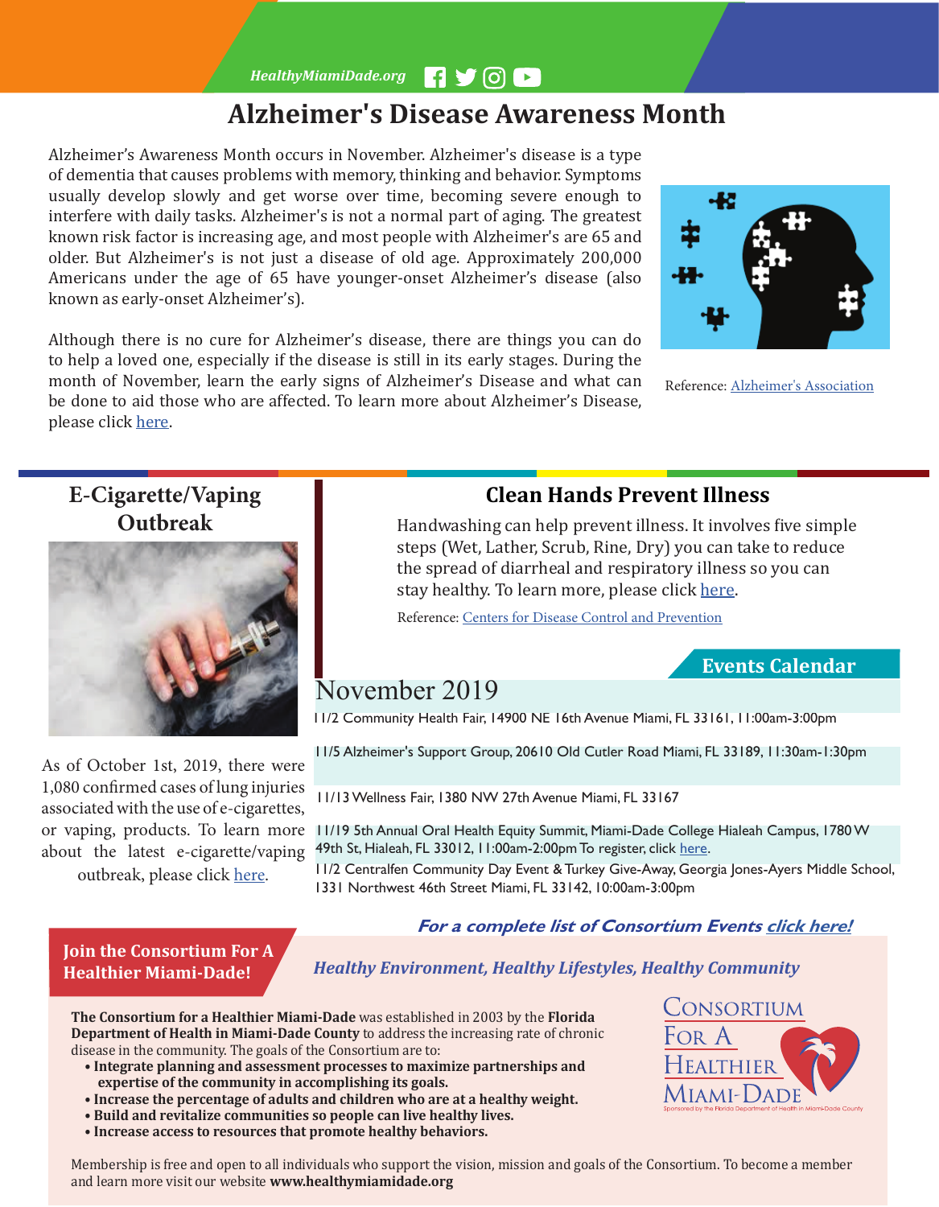HealthyMiamiDade.org

# Alzheimer's Disease Awareness Month

Alzheimer's Awareness Month occurs in November. Alzheimer's disease is a type of dementia that causes problems with memory, thinking and behavior. Symptoms usually develop slowly and get worse over time, becoming severe enough to interfere with daily tasks. Alzheimer's is not a normal part of aging. The greatest known risk factor is increasing age, and most people with Alzheimer's are 65 and older. But Alzheimer's is not just a disease of old age. Approximately 200,000 Americans under the age of 65 have younger-onset Alzheimer's disease (also known as early-onset Alzheimer's).

Although there is no cure for Alzheimer's disease, there are things you can do to help a loved one, especially if the disease is still in its early stages. During the month of November, learn the early signs of Alzheimer's Disease and what can be done to aid those who are affected. To learn more about Alzheimer's Disease, please click here.

Reference: Alzheimer's Association

## E-Cigarette/Vaping Outbreak

As of October 1st, 2019, there were 1,080 confirmed cases of lung injuries associated with the use of e-cigarettes, or vaping, products. To learn more about the latest e-cigarette/vaping outbreak, please click here.

## Clean Hands Prevent Illness

Handwashing can help prevent illness. It involves five simple steps (Wet, Lather, Scrub, Rine, Dry) you can take to reduce the spread of diarrheal and respiratory illness so you can stay healthy. To learn more, please click here.

Reference: Centers for Disease Control and Prevention

## Events Calendar

### November 2019

11/2 Community Health Fair, 14900 NE 16th Avenue Miami, FL 33161, 11:00am-3:00pm

11/5 Alzheimer's Support Group, 20610 Old Cutler Road Miami, FL 33189, 11:30am-1:30pm

11/13 Wellness Fair, 1380 NW 27th Avenue Miami, FL 33167

11/19 5th Annual Oral Health Equity Summit, Miami-Dade College Hialeah Campus, 1780 W 49th St, Hialeah, FL 33012, 11:00am-2:00pm To register, click here.

11/2 Centralfen Community Day Event & Turkey Give-Away, Georgia Jones-Ayers Middle School, 1331 Northwest 46th Street Miami, FL 33142, 10:00am-3:00pm

***For a complete list of Consortium Events click here!***

## Join the Consortium For A Healthier Miami-Dade!

***Healthy Environment, Healthy Lifestyles, Healthy Community***

**The Consortium for a Healthier Miami-Dade** was established in 2003 by the **Florida Department of Health in Miami-Dade County** to address the increasing rate of chronic disease in the community. The goals of the Consortium are to:

- **Integrate planning and assessment processes to maximize partnerships and expertise of the community in accomplishing its goals.**
- **Increase the percentage of adults and children who are at a healthy weight.**
- **Build and revitalize communities so people can live healthy lives.**
- **Increase access to resources that promote healthy behaviors.**

Consortium For A Healthier Miami-Dade
Sponsored by the Florida Department of Health in Miami-Dade County

Membership is free and open to all individuals who support the vision, mission and goals of the Consortium. To become a member and learn more visit our website **www.healthymiamidade.org**